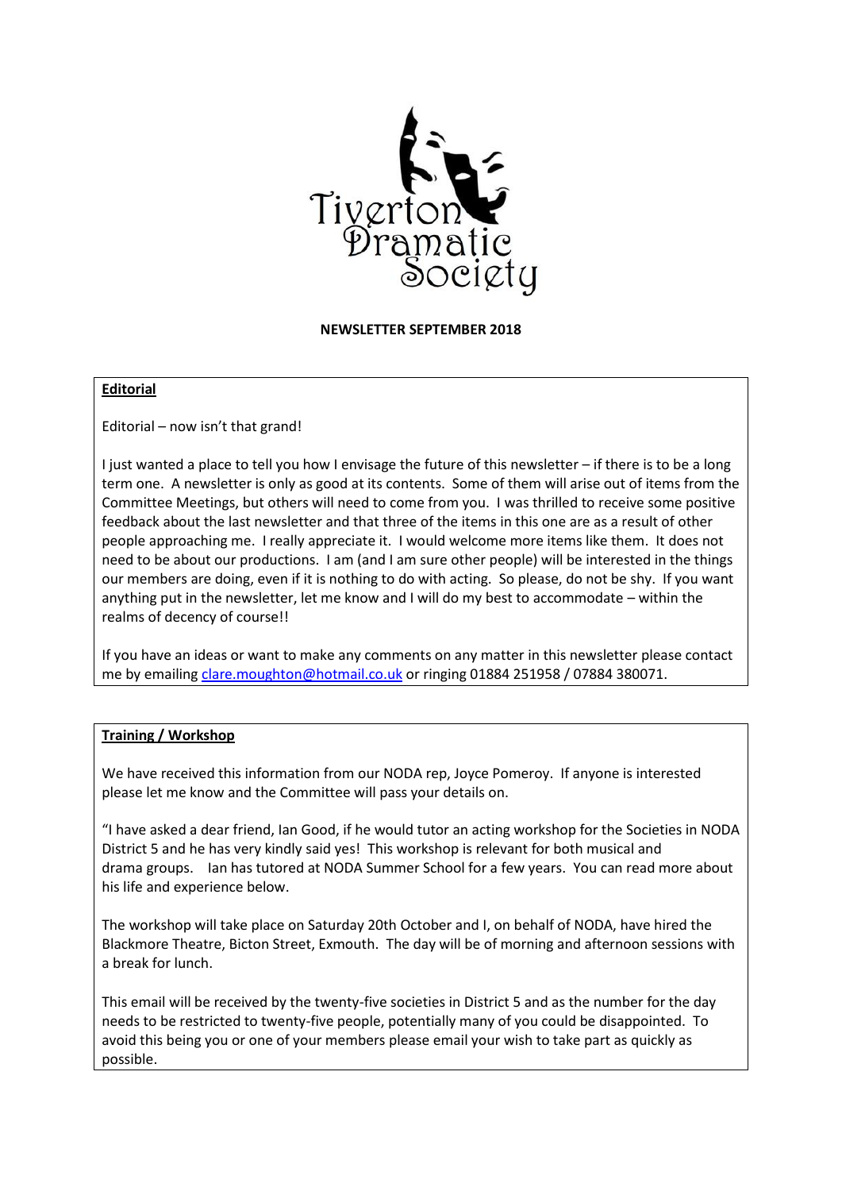Tiverton Dramatic Society

**NEWSLETTER SEPTEMBER 2018**

## Editorial

Editorial – now isn't that grand!

I just wanted a place to tell you how I envisage the future of this newsletter – if there is to be a long term one. A newsletter is only as good at its contents. Some of them will arise out of items from the Committee Meetings, but others will need to come from you. I was thrilled to receive some positive feedback about the last newsletter and that three of the items in this one are as a result of other people approaching me. I really appreciate it. I would welcome more items like them. It does not need to be about our productions. I am (and I am sure other people) will be interested in the things our members are doing, even if it is nothing to do with acting. So please, do not be shy. If you want anything put in the newsletter, let me know and I will do my best to accommodate – within the realms of decency of course!!

If you have an ideas or want to make any comments on any matter in this newsletter please contact me by emailing clare.moughton@hotmail.co.uk or ringing 01884 251958 / 07884 380071.

## Training / Workshop

We have received this information from our NODA rep, Joyce Pomeroy. If anyone is interested please let me know and the Committee will pass your details on.

"I have asked a dear friend, Ian Good, if he would tutor an acting workshop for the Societies in NODA District 5 and he has very kindly said yes! This workshop is relevant for both musical and drama groups. Ian has tutored at NODA Summer School for a few years. You can read more about his life and experience below.

The workshop will take place on Saturday 20th October and I, on behalf of NODA, have hired the Blackmore Theatre, Bicton Street, Exmouth. The day will be of morning and afternoon sessions with a break for lunch.

This email will be received by the twenty-five societies in District 5 and as the number for the day needs to be restricted to twenty-five people, potentially many of you could be disappointed. To avoid this being you or one of your members please email your wish to take part as quickly as possible.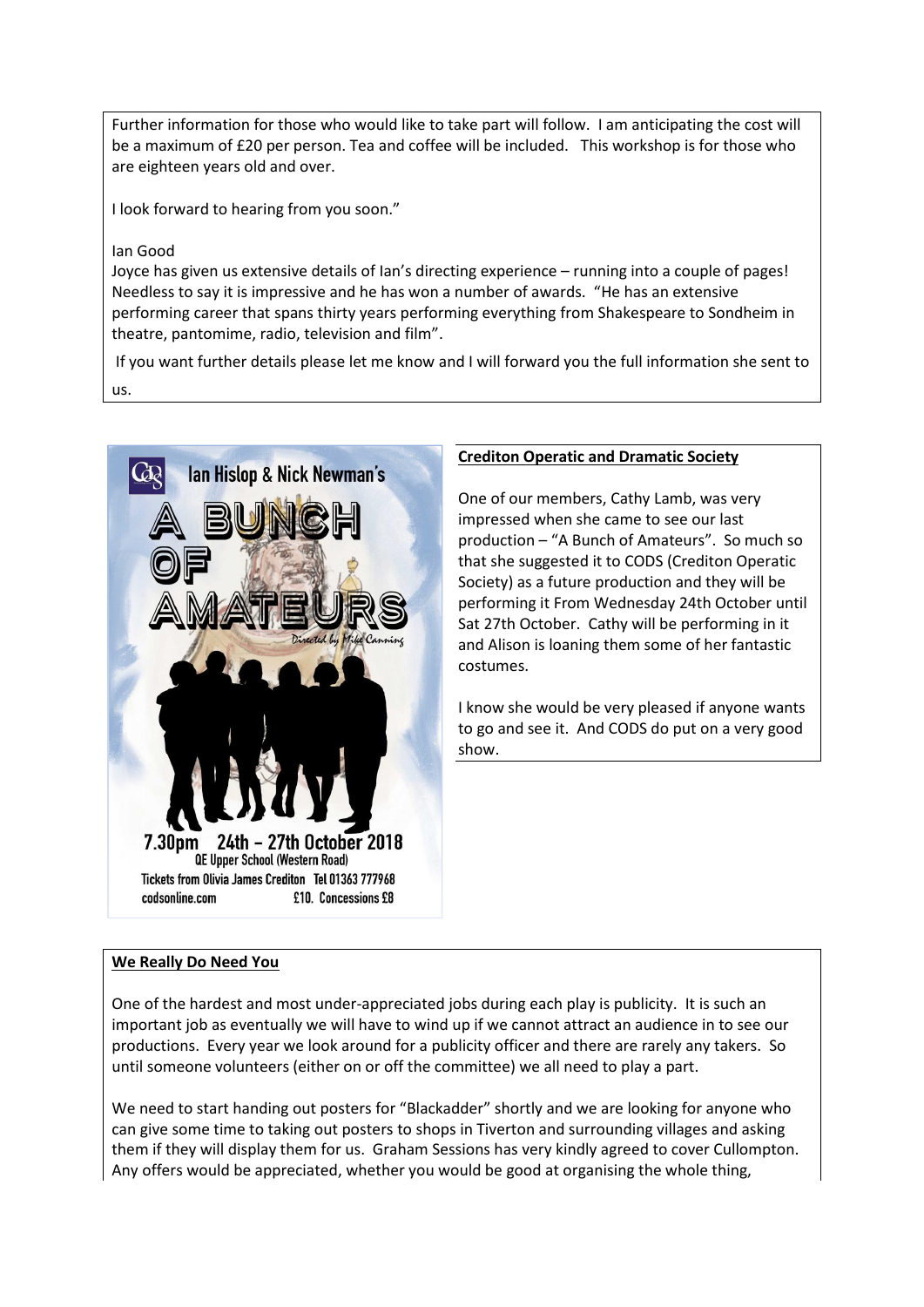Further information for those who would like to take part will follow. I am anticipating the cost will be a maximum of £20 per person. Tea and coffee will be included. This workshop is for those who are eighteen years old and over.

I look forward to hearing from you soon."

Ian Good
Joyce has given us extensive details of Ian's directing experience – running into a couple of pages! Needless to say it is impressive and he has won a number of awards. "He has an extensive performing career that spans thirty years performing everything from Shakespeare to Sondheim in theatre, pantomime, radio, television and film".

If you want further details please let me know and I will forward you the full information she sent to us.

Ian Hislop & Nick Newman's

A BUNCH OF AMATEURS

Directed by Mike Canning

7.30pm 24th – 27th October 2018
QE Upper School (Western Road)
Tickets from Olivia James Crediton Tel 01363 777968
codsonline.com £10. Concessions £8

**Crediton Operatic and Dramatic Society**

One of our members, Cathy Lamb, was very impressed when she came to see our last production – "A Bunch of Amateurs". So much so that she suggested it to CODS (Crediton Operatic Society) as a future production and they will be performing it From Wednesday 24th October until Sat 27th October. Cathy will be performing in it and Alison is loaning them some of her fantastic costumes.

I know she would be very pleased if anyone wants to go and see it. And CODS do put on a very good show.

**We Really Do Need You**

One of the hardest and most under-appreciated jobs during each play is publicity. It is such an important job as eventually we will have to wind up if we cannot attract an audience in to see our productions. Every year we look around for a publicity officer and there are rarely any takers. So until someone volunteers (either on or off the committee) we all need to play a part.

We need to start handing out posters for "Blackadder" shortly and we are looking for anyone who can give some time to taking out posters to shops in Tiverton and surrounding villages and asking them if they will display them for us. Graham Sessions has very kindly agreed to cover Cullompton. Any offers would be appreciated, whether you would be good at organising the whole thing,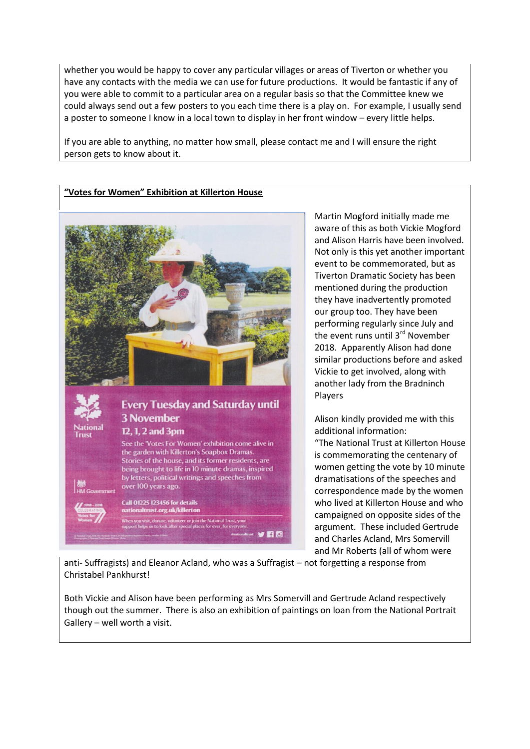whether you would be happy to cover any particular villages or areas of Tiverton or whether you have any contacts with the media we can use for future productions. It would be fantastic if any of you were able to commit to a particular area on a regular basis so that the Committee knew we could always send out a few posters to you each time there is a play on. For example, I usually send a poster to someone I know in a local town to display in her front window – every little helps.

If you are able to anything, no matter how small, please contact me and I will ensure the right person gets to know about it.

## **"Votes for Women" Exhibition at Killerton House**

Every Tuesday and Saturday until 3 November

12, 1, 2 and 3pm

See the 'Votes For Women' exhibition come alive in the garden with Killerton's Soapbox Dramas. Stories of the house, and its former residents, are being brought to life in 10 minute dramas, inspired by letters, political writings and speeches from over 100 years ago.

Call 01225 123456 for details
nationaltrust.org.uk/killerton

When you visit, donate, volunteer or join the National Trust, your support helps us to look after special places for ever, for everyone.

Martin Mogford initially made me aware of this as both Vickie Mogford and Alison Harris have been involved. Not only is this yet another important event to be commemorated, but as Tiverton Dramatic Society has been mentioned during the production they have inadvertently promoted our group too. They have been performing regularly since July and the event runs until 3rd November 2018. Apparently Alison had done similar productions before and asked Vickie to get involved, along with another lady from the Bradninch Players

Alison kindly provided me with this additional information:
"The National Trust at Killerton House is commemorating the centenary of women getting the vote by 10 minute dramatisations of the speeches and correspondence made by the women who lived at Killerton House and who campaigned on opposite sides of the argument. These included Gertrude and Charles Acland, Mrs Somervill and Mr Roberts (all of whom were anti- Suffragists) and Eleanor Acland, who was a Suffragist – not forgetting a response from Christabel Pankhurst!

Both Vickie and Alison have been performing as Mrs Somervill and Gertrude Acland respectively though out the summer. There is also an exhibition of paintings on loan from the National Portrait Gallery – well worth a visit.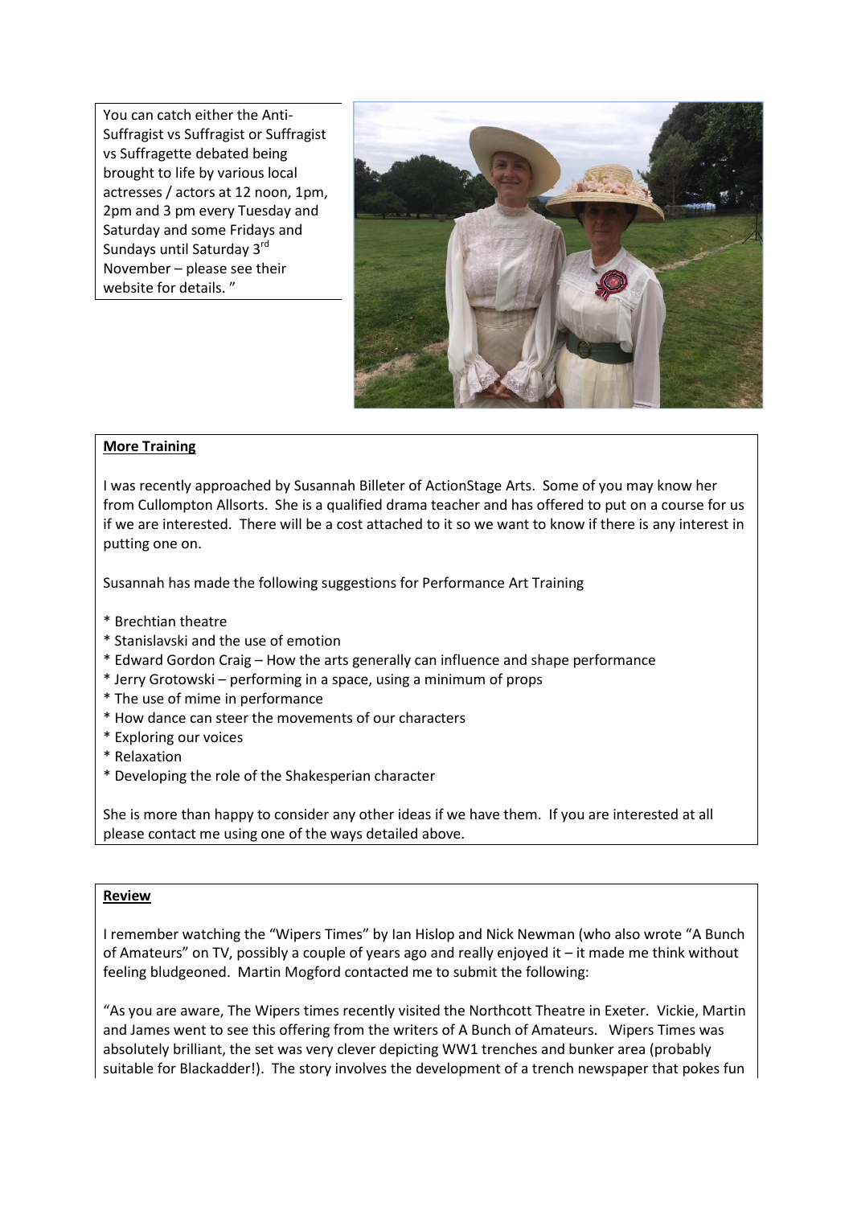You can catch either the Anti-Suffragist vs Suffragist or Suffragist vs Suffragette debated being brought to life by various local actresses / actors at 12 noon, 1pm, 2pm and 3 pm every Tuesday and Saturday and some Fridays and Sundays until Saturday 3rd November – please see their website for details. "

**More Training**

I was recently approached by Susannah Billeter of ActionStage Arts. Some of you may know her from Cullompton Allsorts. She is a qualified drama teacher and has offered to put on a course for us if we are interested. There will be a cost attached to it so we want to know if there is any interest in putting one on.

Susannah has made the following suggestions for Performance Art Training

* Brechtian theatre
* Stanislavski and the use of emotion
* Edward Gordon Craig – How the arts generally can influence and shape performance
* Jerry Grotowski – performing in a space, using a minimum of props
* The use of mime in performance
* How dance can steer the movements of our characters
* Exploring our voices
* Relaxation
* Developing the role of the Shakesperian character

She is more than happy to consider any other ideas if we have them. If you are interested at all please contact me using one of the ways detailed above.

**Review**

I remember watching the "Wipers Times" by Ian Hislop and Nick Newman (who also wrote "A Bunch of Amateurs" on TV, possibly a couple of years ago and really enjoyed it – it made me think without feeling bludgeoned. Martin Mogford contacted me to submit the following:

"As you are aware, The Wipers times recently visited the Northcott Theatre in Exeter. Vickie, Martin and James went to see this offering from the writers of A Bunch of Amateurs. Wipers Times was absolutely brilliant, the set was very clever depicting WW1 trenches and bunker area (probably suitable for Blackadder!). The story involves the development of a trench newspaper that pokes fun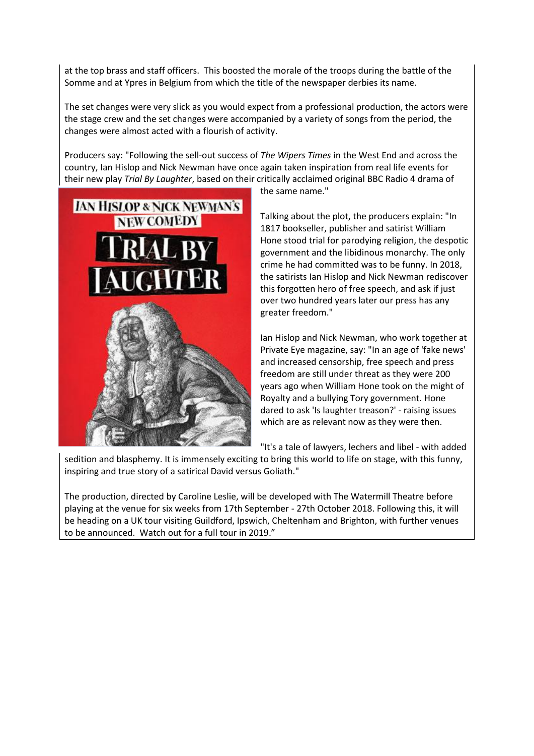at the top brass and staff officers. This boosted the morale of the troops during the battle of the Somme and at Ypres in Belgium from which the title of the newspaper derbies its name.

The set changes were very slick as you would expect from a professional production, the actors were the stage crew and the set changes were accompanied by a variety of songs from the period, the changes were almost acted with a flourish of activity.

Producers say: "Following the sell-out success of *The Wipers Times* in the West End and across the country, Ian Hislop and Nick Newman have once again taken inspiration from real life events for their new play *Trial By Laughter*, based on their critically acclaimed original BBC Radio 4 drama of the same name."

Talking about the plot, the producers explain: "In 1817 bookseller, publisher and satirist William Hone stood trial for parodying religion, the despotic government and the libidinous monarchy. The only crime he had committed was to be funny. In 2018, the satirists Ian Hislop and Nick Newman rediscover this forgotten hero of free speech, and ask if just over two hundred years later our press has any greater freedom."

Ian Hislop and Nick Newman, who work together at Private Eye magazine, say: "In an age of 'fake news' and increased censorship, free speech and press freedom are still under threat as they were 200 years ago when William Hone took on the might of Royalty and a bullying Tory government. Hone dared to ask 'Is laughter treason?' - raising issues which are as relevant now as they were then.

"It's a tale of lawyers, lechers and libel - with added sedition and blasphemy. It is immensely exciting to bring this world to life on stage, with this funny, inspiring and true story of a satirical David versus Goliath."

The production, directed by Caroline Leslie, will be developed with The Watermill Theatre before playing at the venue for six weeks from 17th September - 27th October 2018. Following this, it will be heading on a UK tour visiting Guildford, Ipswich, Cheltenham and Brighton, with further venues to be announced. Watch out for a full tour in 2019."